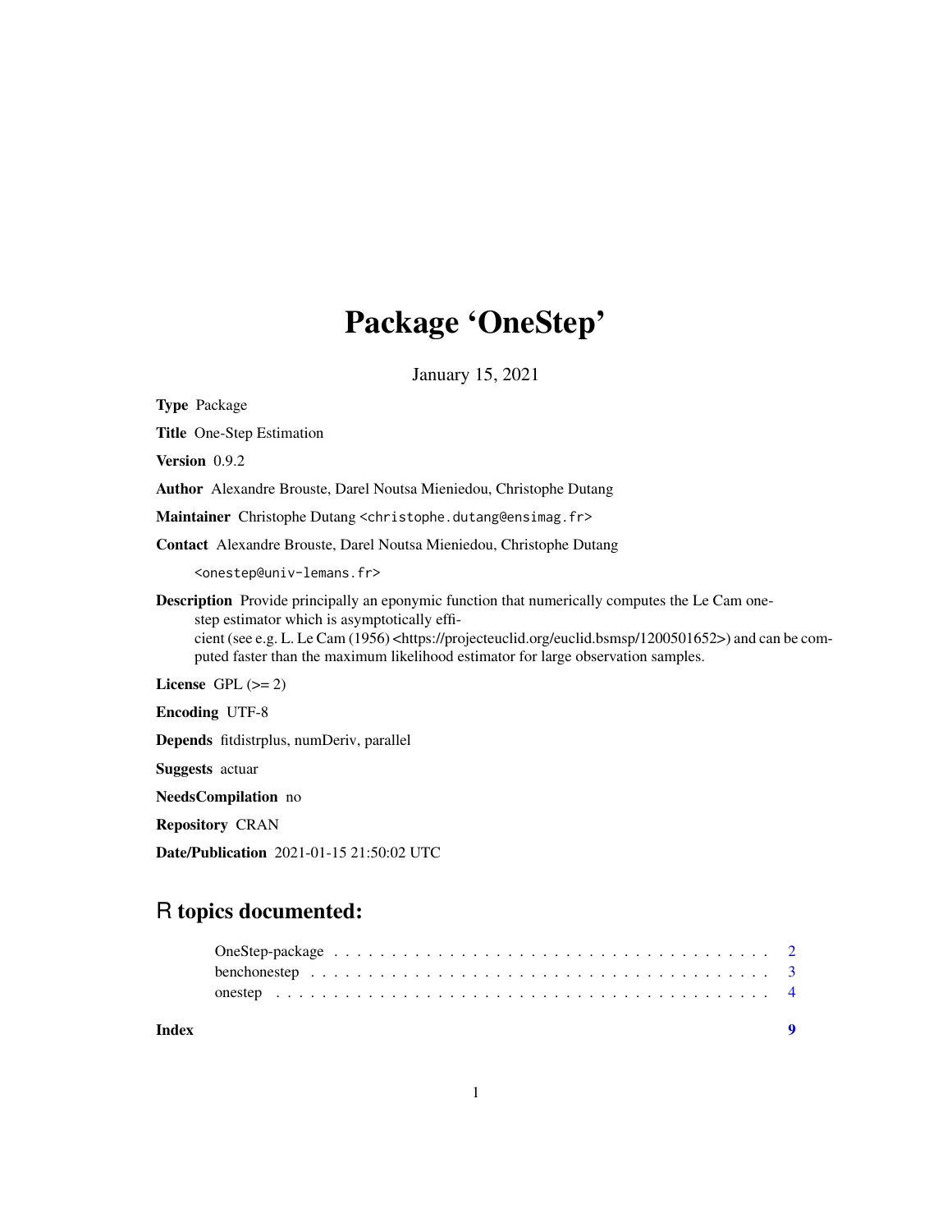# Package 'OneStep'

January 15, 2021

**Type** Package

**Title** One-Step Estimation

**Version** 0.9.2

**Author** Alexandre Brouste, Darel Noutsa Mieniedou, Christophe Dutang

**Maintainer** Christophe Dutang <christophe.dutang@ensimag.fr>

**Contact** Alexandre Brouste, Darel Noutsa Mieniedou, Christophe Dutang

<onestep@univ-lemans.fr>

**Description** Provide principally an eponymic function that numerically computes the Le Cam one-step estimator which is asymptotically efficient (see e.g. L. Le Cam (1956) <https://projecteuclid.org/euclid.bsmsp/1200501652>) and can be computed faster than the maximum likelihood estimator for large observation samples.

**License** GPL (>= 2)

**Encoding** UTF-8

**Depends** fitdistrplus, numDeriv, parallel

**Suggests** actuar

**NeedsCompilation** no

**Repository** CRAN

**Date/Publication** 2021-01-15 21:50:02 UTC

## R topics documented:

OneStep-package . . . . . . . . . . . . . . . . . . . . . . . . . . . . . . . . . . . . . . 2
benchonestep . . . . . . . . . . . . . . . . . . . . . . . . . . . . . . . . . . . . . . . . 3
onestep . . . . . . . . . . . . . . . . . . . . . . . . . . . . . . . . . . . . . . . . . . . . 4

**Index** **9**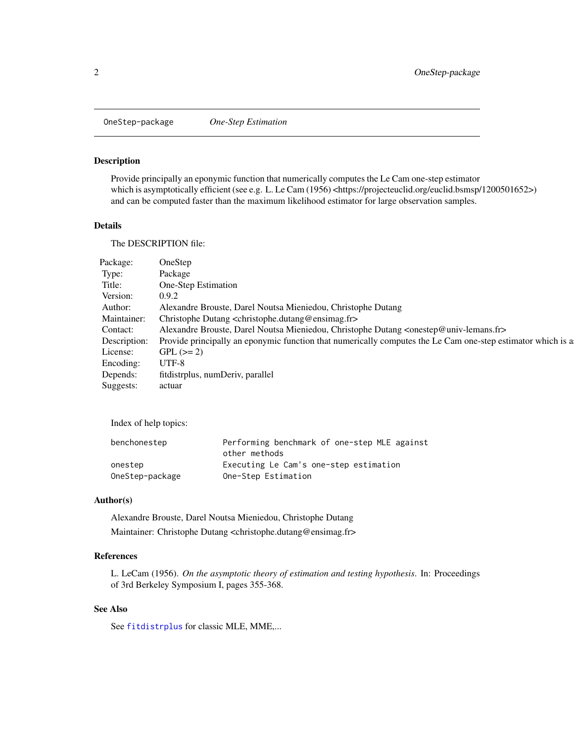OneStep-package *One-Step Estimation*

## Description

Provide principally an eponymic function that numerically computes the Le Cam one-step estimator which is asymptotically efficient (see e.g. L. Le Cam (1956) <https://projecteuclid.org/euclid.bsmsp/1200501652>) and can be computed faster than the maximum likelihood estimator for large observation samples.

## Details

The DESCRIPTION file:

| | |
|---|---|
| Package: | OneStep |
| Type: | Package |
| Title: | One-Step Estimation |
| Version: | 0.9.2 |
| Author: | Alexandre Brouste, Darel Noutsa Mieniedou, Christophe Dutang |
| Maintainer: | Christophe Dutang <christophe.dutang@ensimag.fr> |
| Contact: | Alexandre Brouste, Darel Noutsa Mieniedou, Christophe Dutang <onestep@univ-lemans.fr> |
| Description: | Provide principally an eponymic function that numerically computes the Le Cam one-step estimator which is a |
| License: | GPL (>= 2) |
| Encoding: | UTF-8 |
| Depends: | fitdistrplus, numDeriv, parallel |
| Suggests: | actuar |

Index of help topics:

```
benchonestep            Performing benchmark of one-step MLE against
                        other methods
onestep                 Executing Le Cam's one-step estimation
OneStep-package         One-Step Estimation
```

## Author(s)

Alexandre Brouste, Darel Noutsa Mieniedou, Christophe Dutang

Maintainer: Christophe Dutang <christophe.dutang@ensimag.fr>

## References

L. LeCam (1956). *On the asymptotic theory of estimation and testing hypothesis*. In: Proceedings of 3rd Berkeley Symposium I, pages 355-368.

## See Also

See `fitdistrplus` for classic MLE, MME,...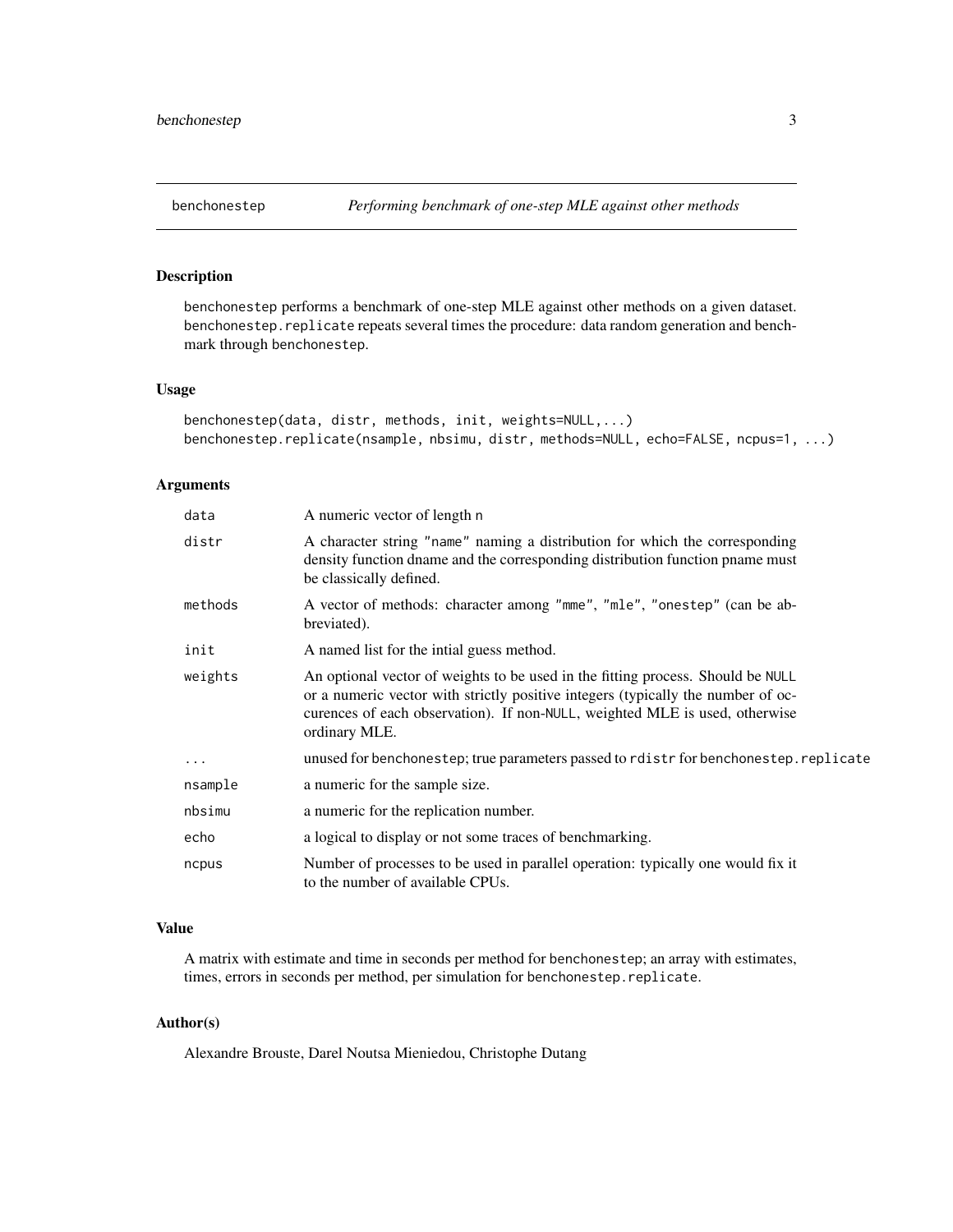## benchonestep — *Performing benchmark of one-step MLE against other methods*

### Description

benchonestep performs a benchmark of one-step MLE against other methods on a given dataset. benchonestep.replicate repeats several times the procedure: data random generation and benchmark through benchonestep.

### Usage

```
benchonestep(data, distr, methods, init, weights=NULL,...)
benchonestep.replicate(nsample, nbsimu, distr, methods=NULL, echo=FALSE, ncpus=1, ...)
```

### Arguments

| | |
|---|---|
| data | A numeric vector of length n |
| distr | A character string "name" naming a distribution for which the corresponding density function dname and the corresponding distribution function pname must be classically defined. |
| methods | A vector of methods: character among "mme", "mle", "onestep" (can be abbreviated). |
| init | A named list for the intial guess method. |
| weights | An optional vector of weights to be used in the fitting process. Should be NULL or a numeric vector with strictly positive integers (typically the number of occurences of each observation). If non-NULL, weighted MLE is used, otherwise ordinary MLE. |
| ... | unused for benchonestep; true parameters passed to rdistr for benchonestep.replicate |
| nsample | a numeric for the sample size. |
| nbsimu | a numeric for the replication number. |
| echo | a logical to display or not some traces of benchmarking. |
| ncpus | Number of processes to be used in parallel operation: typically one would fix it to the number of available CPUs. |

### Value

A matrix with estimate and time in seconds per method for benchonestep; an array with estimates, times, errors in seconds per method, per simulation for benchonestep.replicate.

### Author(s)

Alexandre Brouste, Darel Noutsa Mieniedou, Christophe Dutang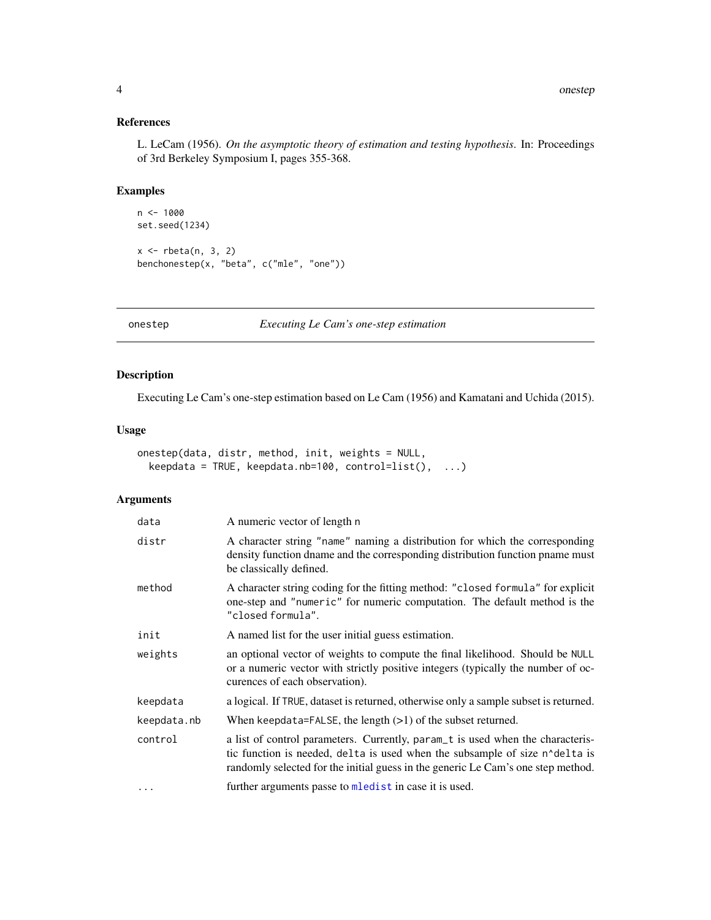### References

L. LeCam (1956). *On the asymptotic theory of estimation and testing hypothesis*. In: Proceedings of 3rd Berkeley Symposium I, pages 355-368.

### Examples

```
n <- 1000
set.seed(1234)

x <- rbeta(n, 3, 2)
benchonestep(x, "beta", c("mle", "one"))
```

---

## onestep — *Executing Le Cam's one-step estimation*

---

### Description

Executing Le Cam's one-step estimation based on Le Cam (1956) and Kamatani and Uchida (2015).

### Usage

```
onestep(data, distr, method, init, weights = NULL,
  keepdata = TRUE, keepdata.nb=100, control=list(),  ...)
```

### Arguments

| | |
|---|---|
| `data` | A numeric vector of length n |
| `distr` | A character string "name" naming a distribution for which the corresponding density function dname and the corresponding distribution function pname must be classically defined. |
| `method` | A character string coding for the fitting method: "closed formula" for explicit one-step and "numeric" for numeric computation. The default method is the "closed formula". |
| `init` | A named list for the user initial guess estimation. |
| `weights` | an optional vector of weights to compute the final likelihood. Should be NULL or a numeric vector with strictly positive integers (typically the number of occurences of each observation). |
| `keepdata` | a logical. If TRUE, dataset is returned, otherwise only a sample subset is returned. |
| `keepdata.nb` | When keepdata=FALSE, the length (>1) of the subset returned. |
| `control` | a list of control parameters. Currently, param_t is used when the characteristic function is needed, delta is used when the subsample of size n^delta is randomly selected for the initial guess in the generic Le Cam's one step method. |
| `...` | further arguments passe to `mledist` in case it is used. |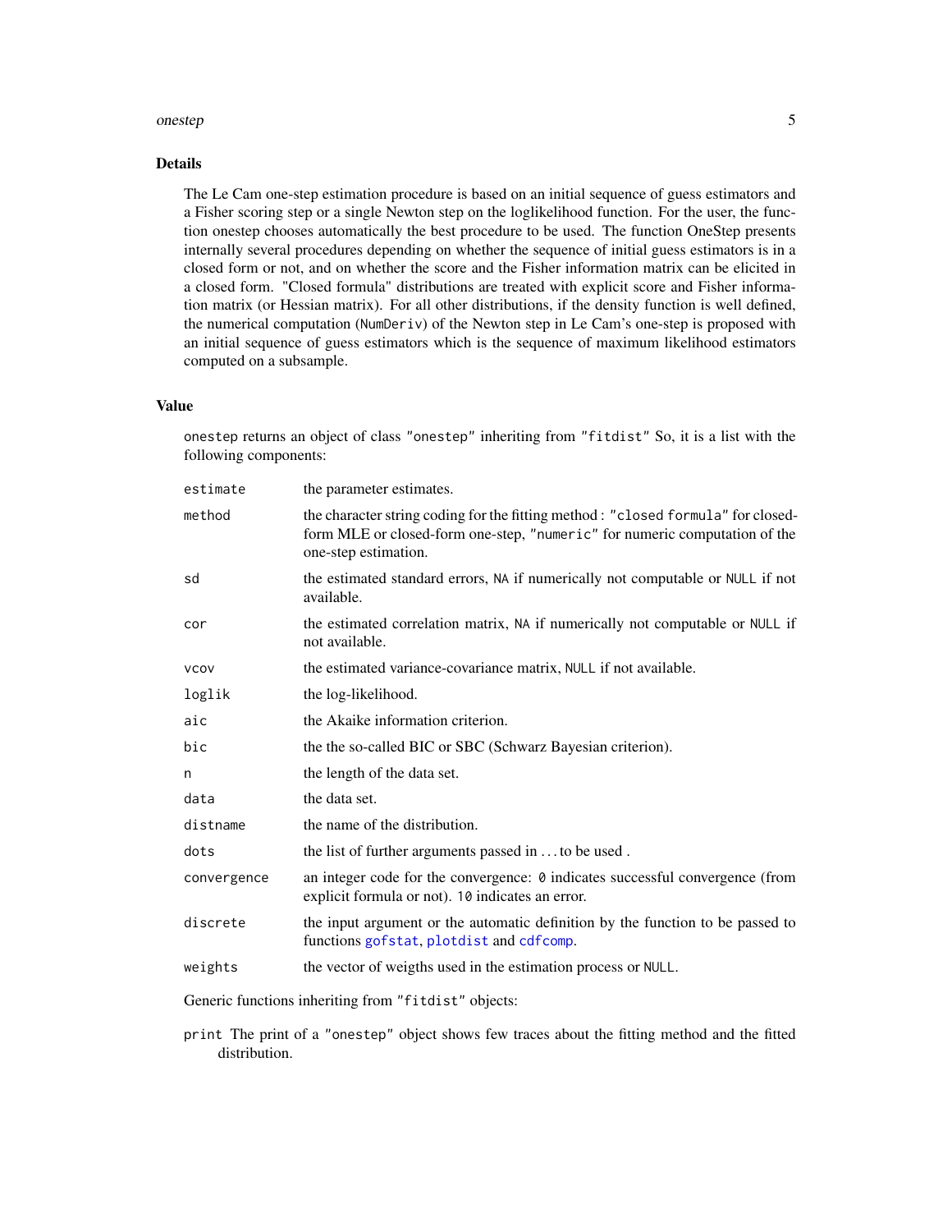## Details

The Le Cam one-step estimation procedure is based on an initial sequence of guess estimators and a Fisher scoring step or a single Newton step on the loglikelihood function. For the user, the function onestep chooses automatically the best procedure to be used. The function OneStep presents internally several procedures depending on whether the sequence of initial guess estimators is in a closed form or not, and on whether the score and the Fisher information matrix can be elicited in a closed form. "Closed formula" distributions are treated with explicit score and Fisher information matrix (or Hessian matrix). For all other distributions, if the density function is well defined, the numerical computation (`NumDeriv`) of the Newton step in Le Cam's one-step is proposed with an initial sequence of guess estimators which is the sequence of maximum likelihood estimators computed on a subsample.

## Value

`onestep` returns an object of class `"onestep"` inheriting from `"fitdist"` So, it is a list with the following components:

| | |
|---|---|
| `estimate` | the parameter estimates. |
| `method` | the character string coding for the fitting method : `"closed formula"` for closed-form MLE or closed-form one-step, `"numeric"` for numeric computation of the one-step estimation. |
| `sd` | the estimated standard errors, `NA` if numerically not computable or `NULL` if not available. |
| `cor` | the estimated correlation matrix, `NA` if numerically not computable or `NULL` if not available. |
| `vcov` | the estimated variance-covariance matrix, `NULL` if not available. |
| `loglik` | the log-likelihood. |
| `aic` | the Akaike information criterion. |
| `bic` | the the so-called BIC or SBC (Schwarz Bayesian criterion). |
| `n` | the length of the data set. |
| `data` | the data set. |
| `distname` | the name of the distribution. |
| `dots` | the list of further arguments passed in ... to be used . |
| `convergence` | an integer code for the convergence: `0` indicates successful convergence (from explicit formula or not). `10` indicates an error. |
| `discrete` | the input argument or the automatic definition by the function to be passed to functions `gofstat`, `plotdist` and `cdfcomp`. |
| `weights` | the vector of weigths used in the estimation process or `NULL`. |

Generic functions inheriting from `"fitdist"` objects:

`print` The print of a `"onestep"` object shows few traces about the fitting method and the fitted distribution.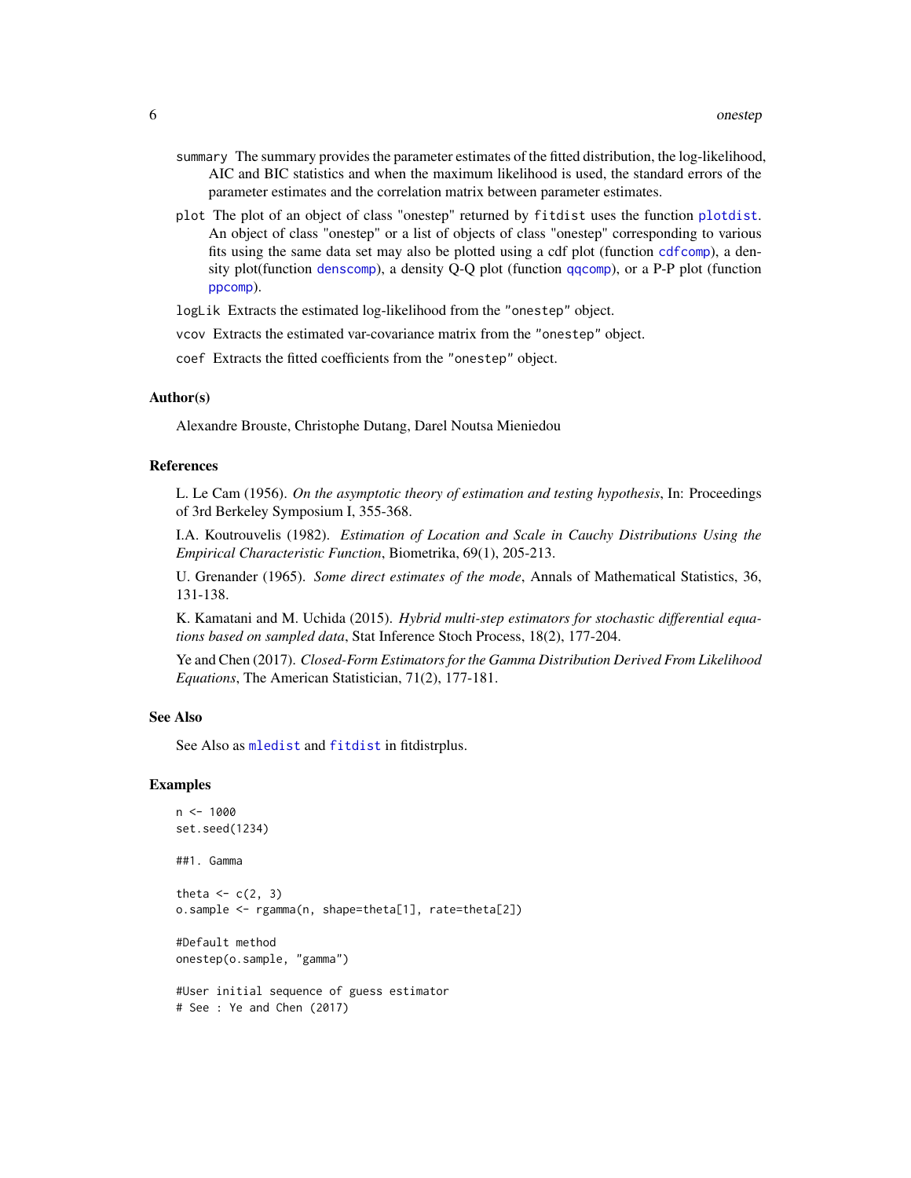summary The summary provides the parameter estimates of the fitted distribution, the log-likelihood, AIC and BIC statistics and when the maximum likelihood is used, the standard errors of the parameter estimates and the correlation matrix between parameter estimates.

plot The plot of an object of class "onestep" returned by `fitdist` uses the function `plotdist`. An object of class "onestep" or a list of objects of class "onestep" corresponding to various fits using the same data set may also be plotted using a cdf plot (function `cdfcomp`), a density plot(function `denscomp`), a density Q-Q plot (function `qqcomp`), or a P-P plot (function `ppcomp`).

logLik Extracts the estimated log-likelihood from the "onestep" object.

vcov Extracts the estimated var-covariance matrix from the "onestep" object.

coef Extracts the fitted coefficients from the "onestep" object.

## Author(s)

Alexandre Brouste, Christophe Dutang, Darel Noutsa Mieniedou

## References

L. Le Cam (1956). *On the asymptotic theory of estimation and testing hypothesis*, In: Proceedings of 3rd Berkeley Symposium I, 355-368.

I.A. Koutrouvelis (1982). *Estimation of Location and Scale in Cauchy Distributions Using the Empirical Characteristic Function*, Biometrika, 69(1), 205-213.

U. Grenander (1965). *Some direct estimates of the mode*, Annals of Mathematical Statistics, 36, 131-138.

K. Kamatani and M. Uchida (2015). *Hybrid multi-step estimators for stochastic differential equations based on sampled data*, Stat Inference Stoch Process, 18(2), 177-204.

Ye and Chen (2017). *Closed-Form Estimators for the Gamma Distribution Derived From Likelihood Equations*, The American Statistician, 71(2), 177-181.

## See Also

See Also as `mledist` and `fitdist` in fitdistrplus.

## Examples

```
n <- 1000
set.seed(1234)

##1. Gamma

theta <- c(2, 3)
o.sample <- rgamma(n, shape=theta[1], rate=theta[2])

#Default method
onestep(o.sample, "gamma")

#User initial sequence of guess estimator
# See : Ye and Chen (2017)
```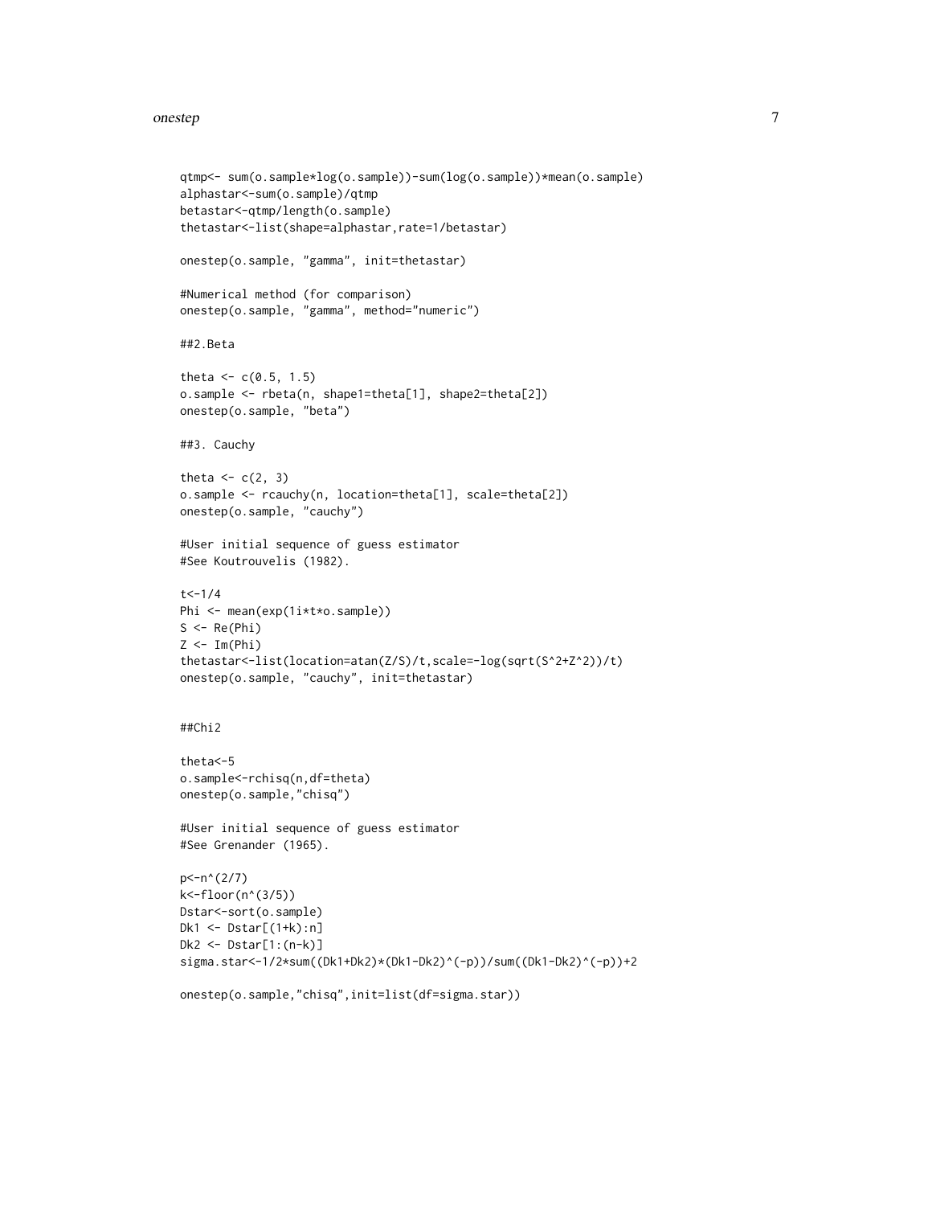```
qtmp<- sum(o.sample*log(o.sample))-sum(log(o.sample))*mean(o.sample)
alphastar<-sum(o.sample)/qtmp
betastar<-qtmp/length(o.sample)
thetastar<-list(shape=alphastar,rate=1/betastar)

onestep(o.sample, "gamma", init=thetastar)

#Numerical method (for comparison)
onestep(o.sample, "gamma", method="numeric")

##2.Beta

theta <- c(0.5, 1.5)
o.sample <- rbeta(n, shape1=theta[1], shape2=theta[2])
onestep(o.sample, "beta")

##3. Cauchy

theta <- c(2, 3)
o.sample <- rcauchy(n, location=theta[1], scale=theta[2])
onestep(o.sample, "cauchy")

#User initial sequence of guess estimator
#See Koutrouvelis (1982).

t<-1/4
Phi <- mean(exp(1i*t*o.sample))
S <- Re(Phi)
Z <- Im(Phi)
thetastar<-list(location=atan(Z/S)/t,scale=-log(sqrt(S^2+Z^2))/t)
onestep(o.sample, "cauchy", init=thetastar)


##Chi2

theta<-5
o.sample<-rchisq(n,df=theta)
onestep(o.sample,"chisq")

#User initial sequence of guess estimator
#See Grenander (1965).

p<-n^(2/7)
k<-floor(n^(3/5))
Dstar<-sort(o.sample)
Dk1 <- Dstar[(1+k):n]
Dk2 <- Dstar[1:(n-k)]
sigma.star<-1/2*sum((Dk1+Dk2)*(Dk1-Dk2)^(-p))/sum((Dk1-Dk2)^(-p))+2

onestep(o.sample,"chisq",init=list(df=sigma.star))
```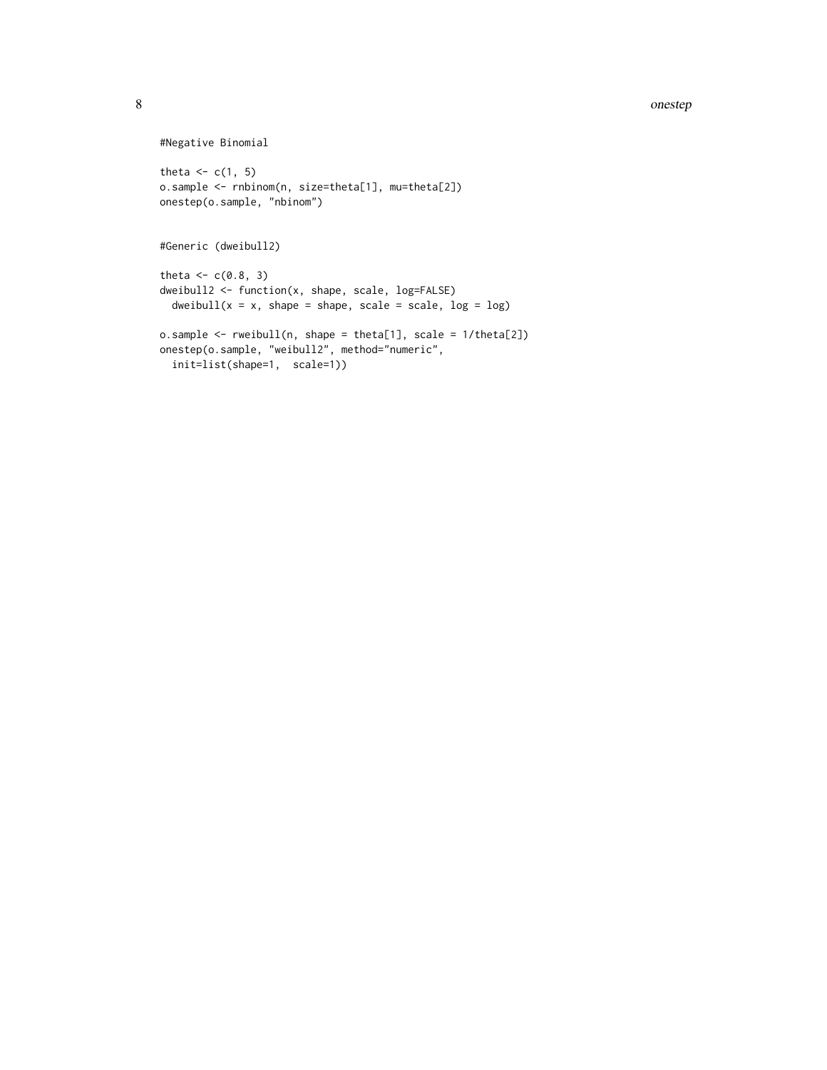```
#Negative Binomial

theta <- c(1, 5)
o.sample <- rnbinom(n, size=theta[1], mu=theta[2])
onestep(o.sample, "nbinom")


#Generic (dweibull2)

theta <- c(0.8, 3)
dweibull2 <- function(x, shape, scale, log=FALSE)
  dweibull(x = x, shape = shape, scale = scale, log = log)

o.sample <- rweibull(n, shape = theta[1], scale = 1/theta[2])
onestep(o.sample, "weibull2", method="numeric",
  init=list(shape=1,  scale=1))
```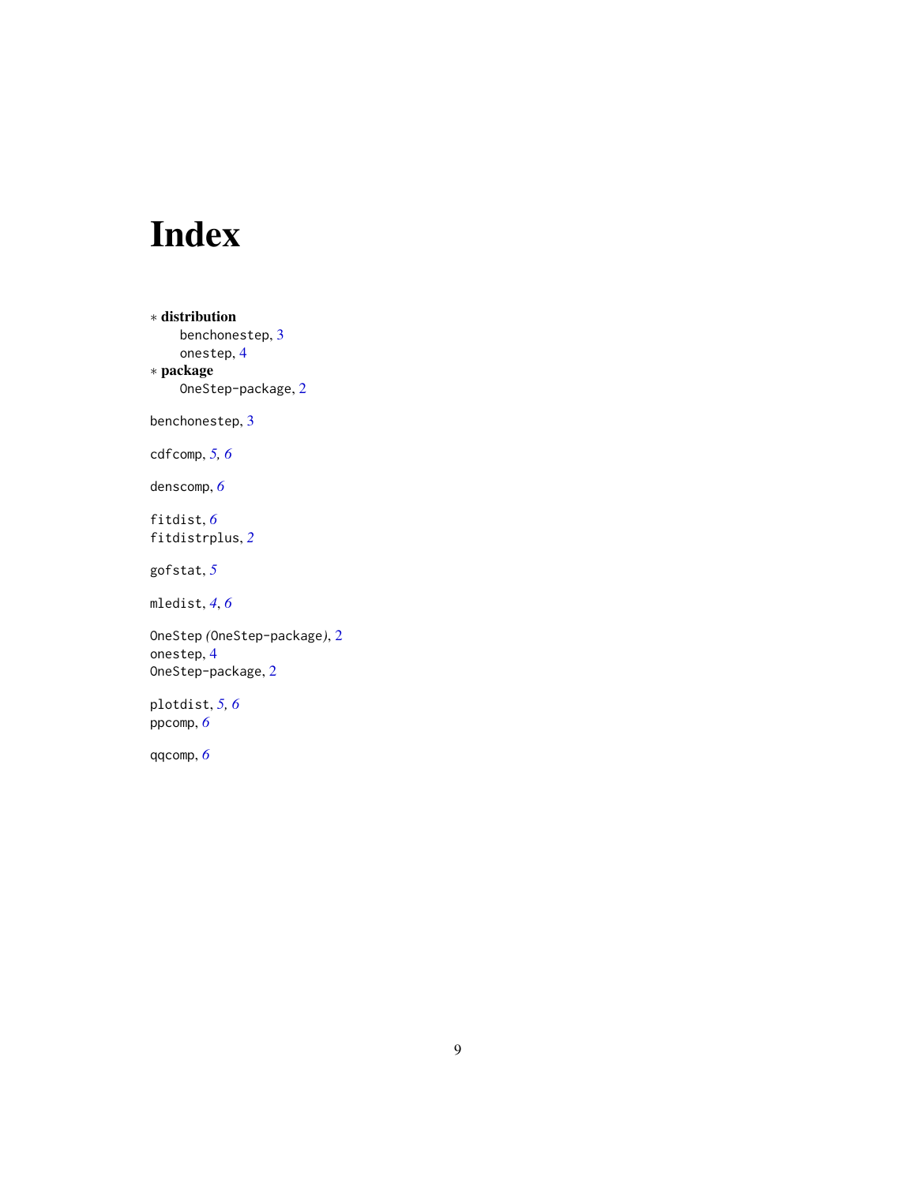# Index

* **distribution**
  - benchonestep, 3
  - onestep, 4
* **package**
  - OneStep-package, 2

benchonestep, 3

cdfcomp, *5, 6*

denscomp, *6*

fitdist, *6*
fitdistrplus, *2*

gofstat, *5*

mledist, *4*, *6*

OneStep (OneStep-package), 2
onestep, 4
OneStep-package, 2

plotdist, *5, 6*
ppcomp, *6*

qqcomp, *6*